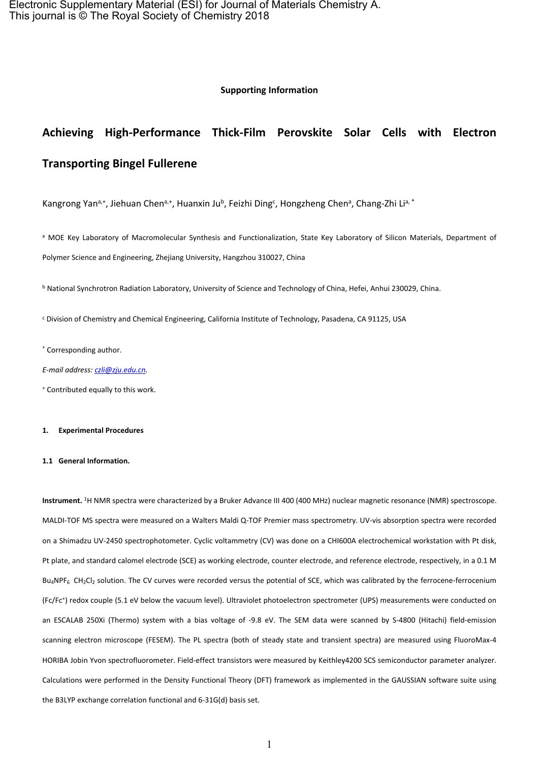Electronic Supplementary Material (ESI) for Journal of Materials Chemistry A.
This journal is © The Royal Society of Chemistry 2018

**Supporting Information**

# Achieving High-Performance Thick-Film Perovskite Solar Cells with Electron Transporting Bingel Fullerene

Kangrong Yan[a,+], Jiehuan Chen[a,+], Huanxin Ju[b], Feizhi Ding[c], Hongzheng Chen[a], Chang-Zhi Li[a,*]

[a] MOE Key Laboratory of Macromolecular Synthesis and Functionalization, State Key Laboratory of Silicon Materials, Department of Polymer Science and Engineering, Zhejiang University, Hangzhou 310027, China

[b] National Synchrotron Radiation Laboratory, University of Science and Technology of China, Hefei, Anhui 230029, China.

[c] Division of Chemistry and Chemical Engineering, California Institute of Technology, Pasadena, CA 91125, USA

[*] Corresponding author.

*E-mail address:* czli@zju.edu.cn.

[+] Contributed equally to this work.

## 1. Experimental Procedures

### 1.1 General Information.

**Instrument.** $^1H$ NMR spectra were characterized by a Bruker Advance III 400 (400 MHz) nuclear magnetic resonance (NMR) spectroscope. MALDI-TOF MS spectra were measured on a Walters Maldi Q-TOF Premier mass spectrometry. UV-vis absorption spectra were recorded on a Shimadzu UV-2450 spectrophotometer. Cyclic voltammetry (CV) was done on a CHI600A electrochemical workstation with Pt disk, Pt plate, and standard calomel electrode (SCE) as working electrode, counter electrode, and reference electrode, respectively, in a 0.1 M $Bu_4NPF_6$ $CH_2Cl_2$ solution. The CV curves were recorded versus the potential of SCE, which was calibrated by the ferrocene-ferrocenium ($Fc/Fc^+$) redox couple (5.1 eV below the vacuum level). Ultraviolet photoelectron spectrometer (UPS) measurements were conducted on an ESCALAB 250Xi (Thermo) system with a bias voltage of -9.8 eV. The SEM data were scanned by S-4800 (Hitachi) field-emission scanning electron microscope (FESEM). The PL spectra (both of steady state and transient spectra) are measured using FluoroMax-4 HORIBA Jobin Yvon spectrofluorometer. Field-effect transistors were measured by Keithley4200 SCS semiconductor parameter analyzer. Calculations were performed in the Density Functional Theory (DFT) framework as implemented in the GAUSSIAN software suite using the B3LYP exchange correlation functional and 6-31G(d) basis set.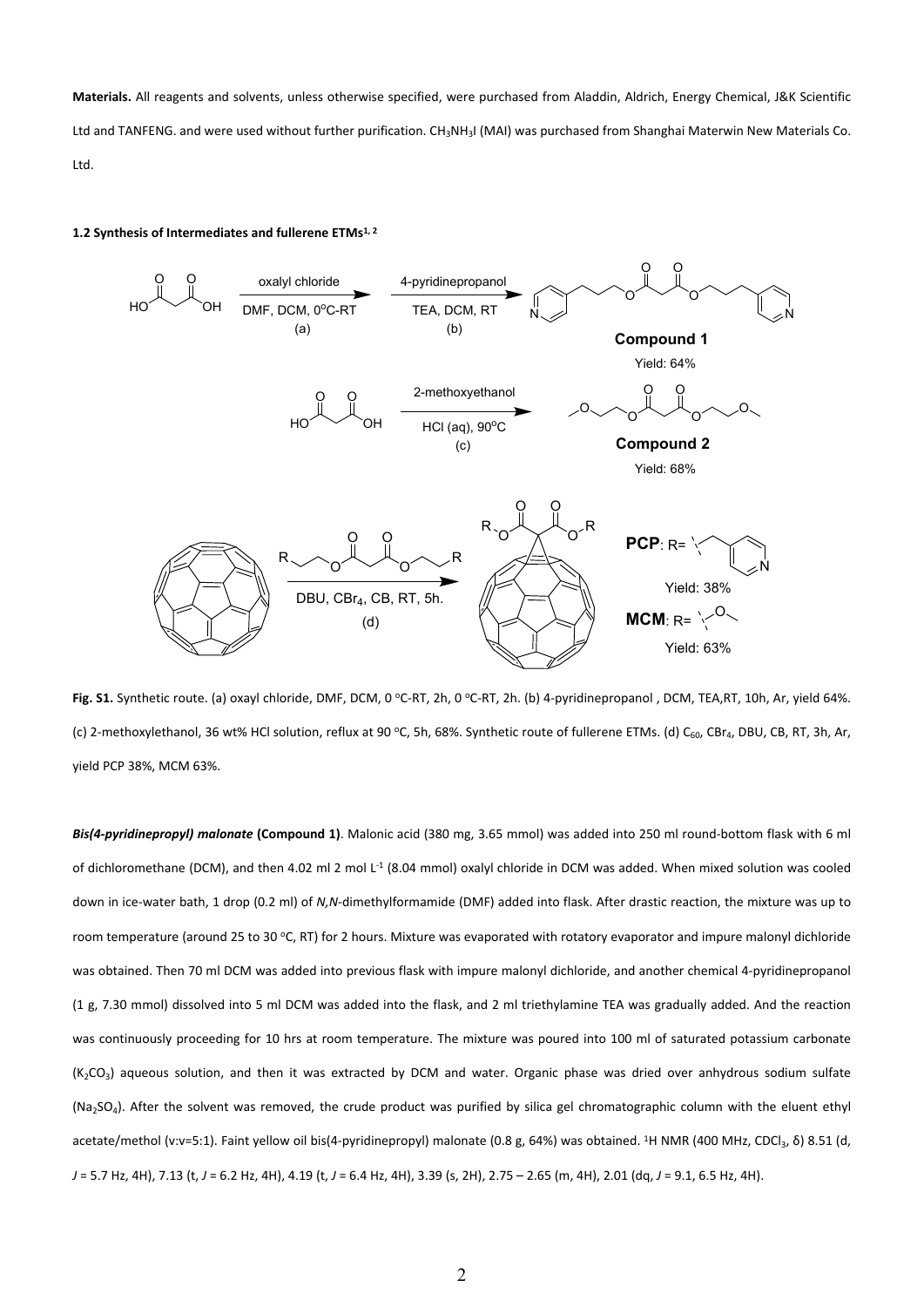**Materials.** All reagents and solvents, unless otherwise specified, were purchased from Aladdin, Aldrich, Energy Chemical, J&K Scientific Ltd and TANFENG. and were used without further purification. $CH_3NH_3I$ (MAI) was purchased from Shanghai Materwin New Materials Co. Ltd.

### 1.2 Synthesis of Intermediates and fullerene ETMs[1, 2]

oxalyl chloride
DMF, DCM, 0°C-RT
(a)
4-pyridinepropanol
TEA, DCM, RT
(b)
**Compound 1**
Yield: 64%

2-methoxyethanol
HCl (aq), 90°C
(c)
**Compound 2**
Yield: 68%

DBU, $CBr_4$, CB, RT, 5h.
(d)
**PCP**: R=
Yield: 38%
**MCM**: R=
Yield: 63%

**Fig. S1.** Synthetic route. (a) oxayl chloride, DMF, DCM, 0 °C-RT, 2h, 0 °C-RT, 2h. (b) 4-pyridinepropanol , DCM, TEA,RT, 10h, Ar, yield 64%. (c) 2-methoxylethanol, 36 wt% HCl solution, reflux at 90 °C, 5h, 68%. Synthetic route of fullerene ETMs. (d) $C_{60}$, $CBr_4$, DBU, CB, RT, 3h, Ar, yield PCP 38%, MCM 63%.

***Bis(4-pyridinepropyl) malonate*** **(Compound 1)**. Malonic acid (380 mg, 3.65 mmol) was added into 250 ml round-bottom flask with 6 ml of dichloromethane (DCM), and then 4.02 ml 2 mol $L^{-1}$ (8.04 mmol) oxalyl chloride in DCM was added. When mixed solution was cooled down in ice-water bath, 1 drop (0.2 ml) of *N,N*-dimethylformamide (DMF) added into flask. After drastic reaction, the mixture was up to room temperature (around 25 to 30 °C, RT) for 2 hours. Mixture was evaporated with rotatory evaporator and impure malonyl dichloride was obtained. Then 70 ml DCM was added into previous flask with impure malonyl dichloride, and another chemical 4-pyridinepropanol (1 g, 7.30 mmol) dissolved into 5 ml DCM was added into the flask, and 2 ml triethylamine TEA was gradually added. And the reaction was continuously proceeding for 10 hrs at room temperature. The mixture was poured into 100 ml of saturated potassium carbonate ($K_2CO_3$) aqueous solution, and then it was extracted by DCM and water. Organic phase was dried over anhydrous sodium sulfate ($Na_2SO_4$). After the solvent was removed, the crude product was purified by silica gel chromatographic column with the eluent ethyl acetate/methol (v:v=5:1). Faint yellow oil bis(4-pyridinepropyl) malonate (0.8 g, 64%) was obtained. $^1$H NMR (400 MHz, $CDCl_3$, δ) 8.51 (d, *J* = 5.7 Hz, 4H), 7.13 (t, *J* = 6.2 Hz, 4H), 4.19 (t, *J* = 6.4 Hz, 4H), 3.39 (s, 2H), 2.75 – 2.65 (m, 4H), 2.01 (dq, *J* = 9.1, 6.5 Hz, 4H).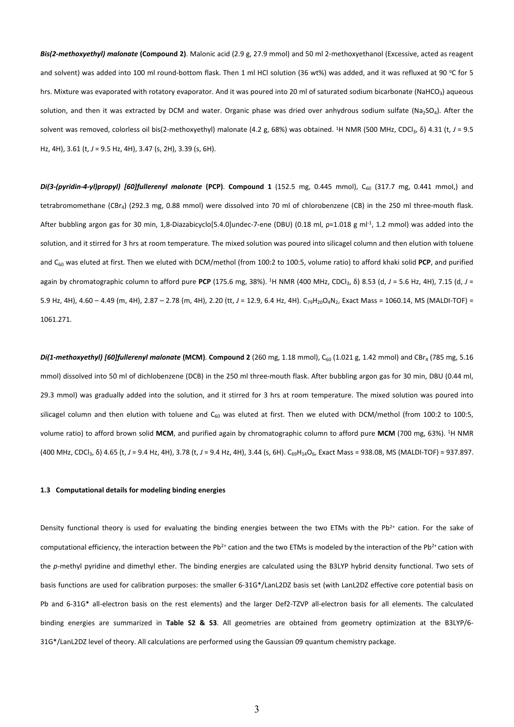***Bis(2-methoxyethyl) malonate* (Compound 2)**. Malonic acid (2.9 g, 27.9 mmol) and 50 ml 2-methoxyethanol (Excessive, acted as reagent and solvent) was added into 100 ml round-bottom flask. Then 1 ml HCl solution (36 wt%) was added, and it was refluxed at 90 °C for 5 hrs. Mixture was evaporated with rotatory evaporator. And it was poured into 20 ml of saturated sodium bicarbonate ($NaHCO_3$) aqueous solution, and then it was extracted by DCM and water. Organic phase was dried over anhydrous sodium sulfate ($Na_2SO_4$). After the solvent was removed, colorless oil bis(2-methoxyethyl) malonate (4.2 g, 68%) was obtained. $^1$H NMR (500 MHz, $CDCl_3$, δ) 4.31 (t, *J* = 9.5 Hz, 4H), 3.61 (t, *J* = 9.5 Hz, 4H), 3.47 (s, 2H), 3.39 (s, 6H).

***Di(3-(pyridin-4-yl)propyl) [60]fullerenyl malonate* (PCP)**. **Compound 1** (152.5 mg, 0.445 mmol), $C_{60}$ (317.7 mg, 0.441 mmol,) and tetrabromomethane ($CBr_4$) (292.3 mg, 0.88 mmol) were dissolved into 70 ml of chlorobenzene (CB) in the 250 ml three-mouth flask. After bubbling argon gas for 30 min, 1,8-Diazabicyclo[5.4.0]undec-7-ene (DBU) (0.18 ml, ρ=1.018 g ml$^{-1}$, 1.2 mmol) was added into the solution, and it stirred for 3 hrs at room temperature. The mixed solution was poured into silicagel column and then elution with toluene and $C_{60}$ was eluted at first. Then we eluted with DCM/methol (from 100:2 to 100:5, volume ratio) to afford khaki solid **PCP**, and purified again by chromatographic column to afford pure **PCP** (175.6 mg, 38%). $^1$H NMR (400 MHz, $CDCl_3$, δ) 8.53 (d, *J* = 5.6 Hz, 4H), 7.15 (d, *J* = 5.9 Hz, 4H), 4.60 – 4.49 (m, 4H), 2.87 – 2.78 (m, 4H), 2.20 (tt, *J* = 12.9, 6.4 Hz, 4H). $C_{79}H_{20}O_4N_2$, Exact Mass = 1060.14, MS (MALDI-TOF) = 1061.271.

***Di(1-methoxyethyl) [60]fullerenyl malonate* (MCM)**. **Compound 2** (260 mg, 1.18 mmol), $C_{60}$ (1.021 g, 1.42 mmol) and $CBr_4$ (785 mg, 5.16 mmol) dissolved into 50 ml of dichlobenzene (DCB) in the 250 ml three-mouth flask. After bubbling argon gas for 30 min, DBU (0.44 ml, 29.3 mmol) was gradually added into the solution, and it stirred for 3 hrs at room temperature. The mixed solution was poured into silicagel column and then elution with toluene and $C_{60}$ was eluted at first. Then we eluted with DCM/methol (from 100:2 to 100:5, volume ratio) to afford brown solid **MCM**, and purified again by chromatographic column to afford pure **MCM** (700 mg, 63%). $^1$H NMR (400 MHz, $CDCl_3$, δ) 4.65 (t, *J* = 9.4 Hz, 4H), 3.78 (t, *J* = 9.4 Hz, 4H), 3.44 (s, 6H). $C_{69}H_{14}O_6$, Exact Mass = 938.08, MS (MALDI-TOF) = 937.897.

### 1.3 Computational details for modeling binding energies

Density functional theory is used for evaluating the binding energies between the two ETMs with the $Pb^{2+}$ cation. For the sake of computational efficiency, the interaction between the $Pb^{2+}$ cation and the two ETMs is modeled by the interaction of the $Pb^{2+}$ cation with the *p*-methyl pyridine and dimethyl ether. The binding energies are calculated using the B3LYP hybrid density functional. Two sets of basis functions are used for calibration purposes: the smaller 6-31G*/LanL2DZ basis set (with LanL2DZ effective core potential basis on Pb and 6-31G* all-electron basis on the rest elements) and the larger Def2-TZVP all-electron basis for all elements. The calculated binding energies are summarized in **Table S2 & S3**. All geometries are obtained from geometry optimization at the B3LYP/6-31G*/LanL2DZ level of theory. All calculations are performed using the Gaussian 09 quantum chemistry package.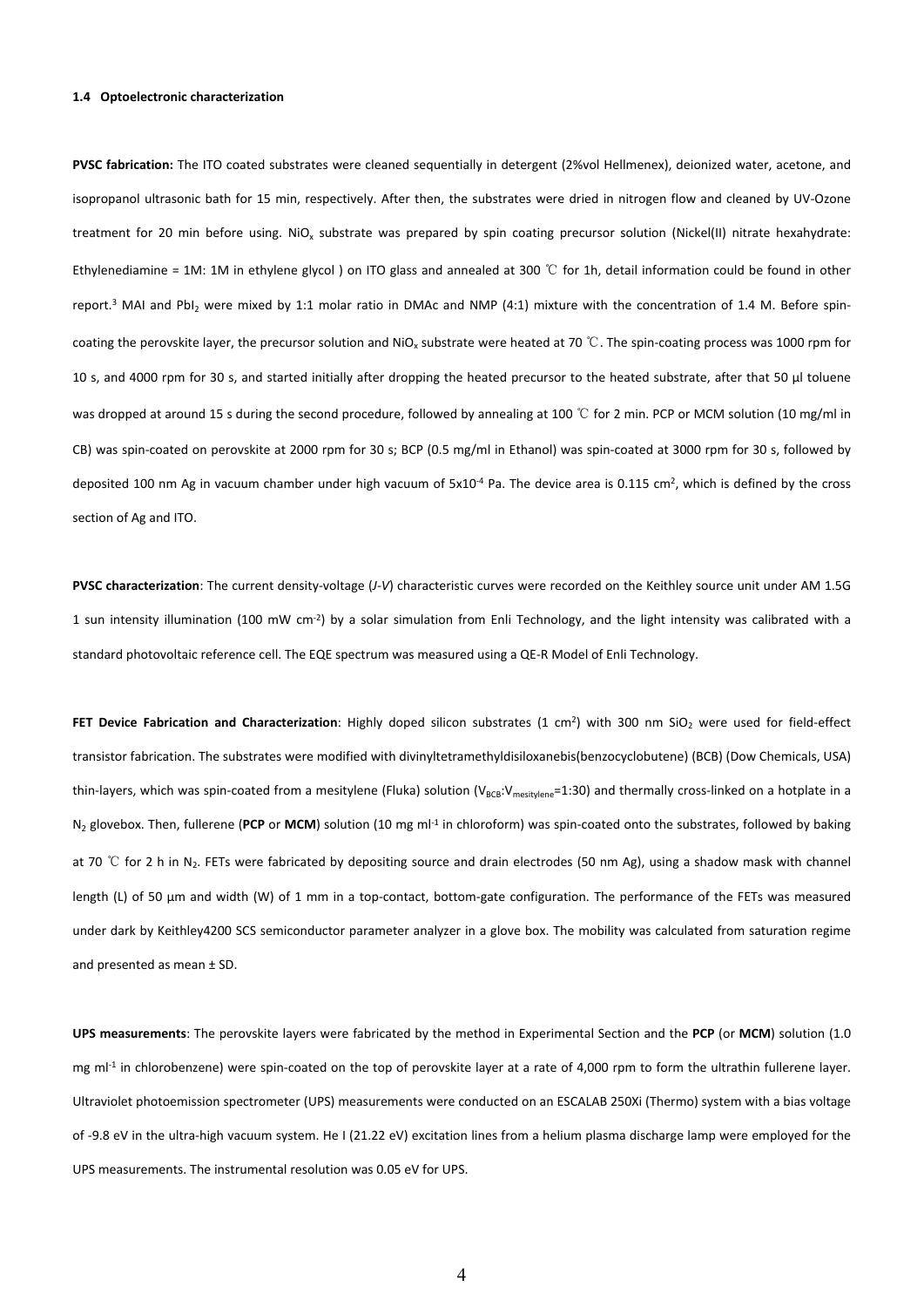#### 1.4 Optoelectronic characterization

**PVSC fabrication:** The ITO coated substrates were cleaned sequentially in detergent (2%vol Hellmenex), deionized water, acetone, and isopropanol ultrasonic bath for 15 min, respectively. After then, the substrates were dried in nitrogen flow and cleaned by UV-Ozone treatment for 20 min before using. $NiO_x$ substrate was prepared by spin coating precursor solution (Nickel(II) nitrate hexahydrate: Ethylenediamine = 1M: 1M in ethylene glycol ) on ITO glass and annealed at 300 ℃ for 1h, detail information could be found in other report.[3] MAI and $PbI_2$ were mixed by 1:1 molar ratio in DMAc and NMP (4:1) mixture with the concentration of 1.4 M. Before spin-coating the perovskite layer, the precursor solution and $NiO_x$ substrate were heated at 70 ℃. The spin-coating process was 1000 rpm for 10 s, and 4000 rpm for 30 s, and started initially after dropping the heated precursor to the heated substrate, after that 50 μl toluene was dropped at around 15 s during the second procedure, followed by annealing at 100 ℃ for 2 min. PCP or MCM solution (10 mg/ml in CB) was spin-coated on perovskite at 2000 rpm for 30 s; BCP (0.5 mg/ml in Ethanol) was spin-coated at 3000 rpm for 30 s, followed by deposited 100 nm Ag in vacuum chamber under high vacuum of $5 \times 10^{-4}$ Pa. The device area is 0.115 $cm^2$, which is defined by the cross section of Ag and ITO.

**PVSC characterization**: The current density-voltage (*J-V*) characteristic curves were recorded on the Keithley source unit under AM 1.5G 1 sun intensity illumination (100 mW $cm^{-2}$) by a solar simulation from Enli Technology, and the light intensity was calibrated with a standard photovoltaic reference cell. The EQE spectrum was measured using a QE-R Model of Enli Technology.

**FET Device Fabrication and Characterization**: Highly doped silicon substrates (1 $cm^2$) with 300 nm $SiO_2$ were used for field-effect transistor fabrication. The substrates were modified with divinyltetramethyldisiloxanebis(benzocyclobutene) (BCB) (Dow Chemicals, USA) thin-layers, which was spin-coated from a mesitylene (Fluka) solution ($V_{BCB}$:$V_{mesitylene}$=1:30) and thermally cross-linked on a hotplate in a $N_2$ glovebox. Then, fullerene (**PCP** or **MCM**) solution (10 mg $ml^{-1}$ in chloroform) was spin-coated onto the substrates, followed by baking at 70 ℃ for 2 h in $N_2$. FETs were fabricated by depositing source and drain electrodes (50 nm Ag), using a shadow mask with channel length (L) of 50 μm and width (W) of 1 mm in a top-contact, bottom-gate configuration. The performance of the FETs was measured under dark by Keithley4200 SCS semiconductor parameter analyzer in a glove box. The mobility was calculated from saturation regime and presented as mean ± SD.

**UPS measurements**: The perovskite layers were fabricated by the method in Experimental Section and the **PCP** (or **MCM**) solution (1.0 mg $ml^{-1}$ in chlorobenzene) were spin-coated on the top of perovskite layer at a rate of 4,000 rpm to form the ultrathin fullerene layer. Ultraviolet photoemission spectrometer (UPS) measurements were conducted on an ESCALAB 250Xi (Thermo) system with a bias voltage of -9.8 eV in the ultra-high vacuum system. He I (21.22 eV) excitation lines from a helium plasma discharge lamp were employed for the UPS measurements. The instrumental resolution was 0.05 eV for UPS.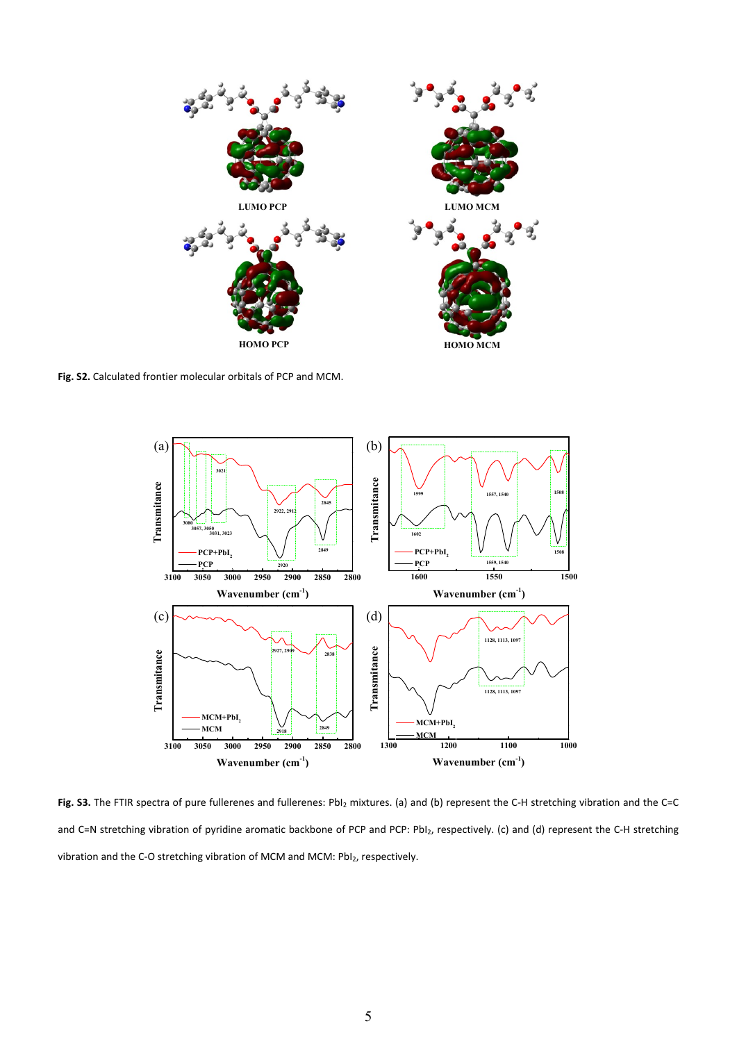LUMO PCP

LUMO MCM

HOMO PCP

HOMO MCM

**Fig. S2.** Calculated frontier molecular orbitals of PCP and MCM.

(a)

Transmittance

3080
3057, 3050
3031, 3023
3021
2922, 2912
2920
2845
2849

PCP+PbI$_2$
PCP

3100 3050 3000 2950 2900 2850 2800

Wavenumber (cm$^{-1}$)

(b)

Transmittance

1599
1602
1557, 1540
1559, 1540
1508
1508

PCP+PbI$_2$
PCP

1600 1550 1500

Wavenumber (cm$^{-1}$)

(c)

Transmitance

2927, 2909
2918
2838
2849

MCM+PbI$_2$
MCM

3100 3050 3000 2950 2900 2850 2800

Wavenumber (cm$^{-1}$)

(d)

Transmitance

1128, 1113, 1097
1128, 1113, 1097

MCM+PbI$_2$
MCM

1300 1200 1100 1000

Wavenumber (cm$^{-1}$)

**Fig. S3.** The FTIR spectra of pure fullerenes and fullerenes: $PbI_2$ mixtures. (a) and (b) represent the C-H stretching vibration and the C=C and C=N stretching vibration of pyridine aromatic backbone of PCP and PCP: $PbI_2$, respectively. (c) and (d) represent the C-H stretching vibration and the C-O stretching vibration of MCM and MCM: $PbI_2$, respectively.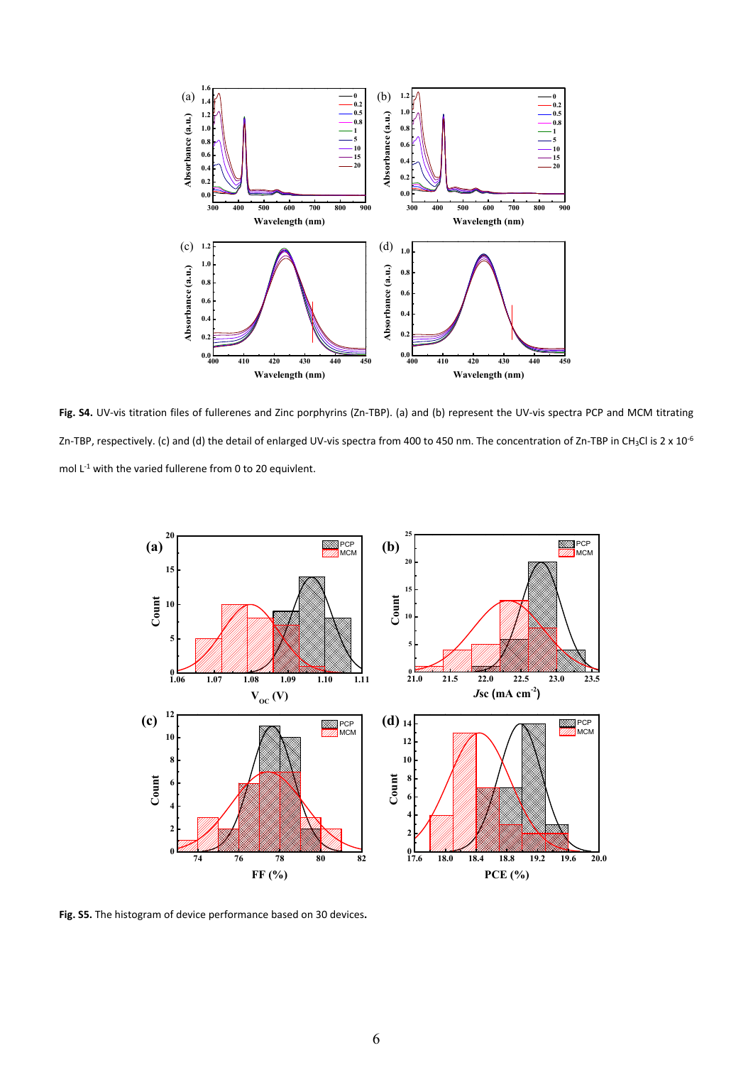(a)

Absorbance (a.u.)

Wavelength (nm)

0
0.2
0.5
0.8
1
5
10
15
20

(b)

Absorbance (a.u.)

Wavelength (nm)

(c)

Absorbance (a.u.)

Wavelength (nm)

(d)

Absorbance (a.u.)

Wavelength (nm)

**Fig. S4.** UV-vis titration files of fullerenes and Zinc porphyrins (Zn-TBP). (a) and (b) represent the UV-vis spectra PCP and MCM titrating Zn-TBP, respectively. (c) and (d) the detail of enlarged UV-vis spectra from 400 to 450 nm. The concentration of Zn-TBP in $CH_3Cl$ is $2 \times 10^{-6}$ mol $L^{-1}$ with the varied fullerene from 0 to 20 equivlent.

(a)

Count

$V_{OC}$ (V)

PCP
MCM

(b)

Count

*J*sc (mA $cm^{-2}$)

PCP
MCM

(c)

Count

FF (%)

PCP
MCM

(d)

Count

PCE (%)

PCP
MCM

**Fig. S5.** The histogram of device performance based on 30 devices**.**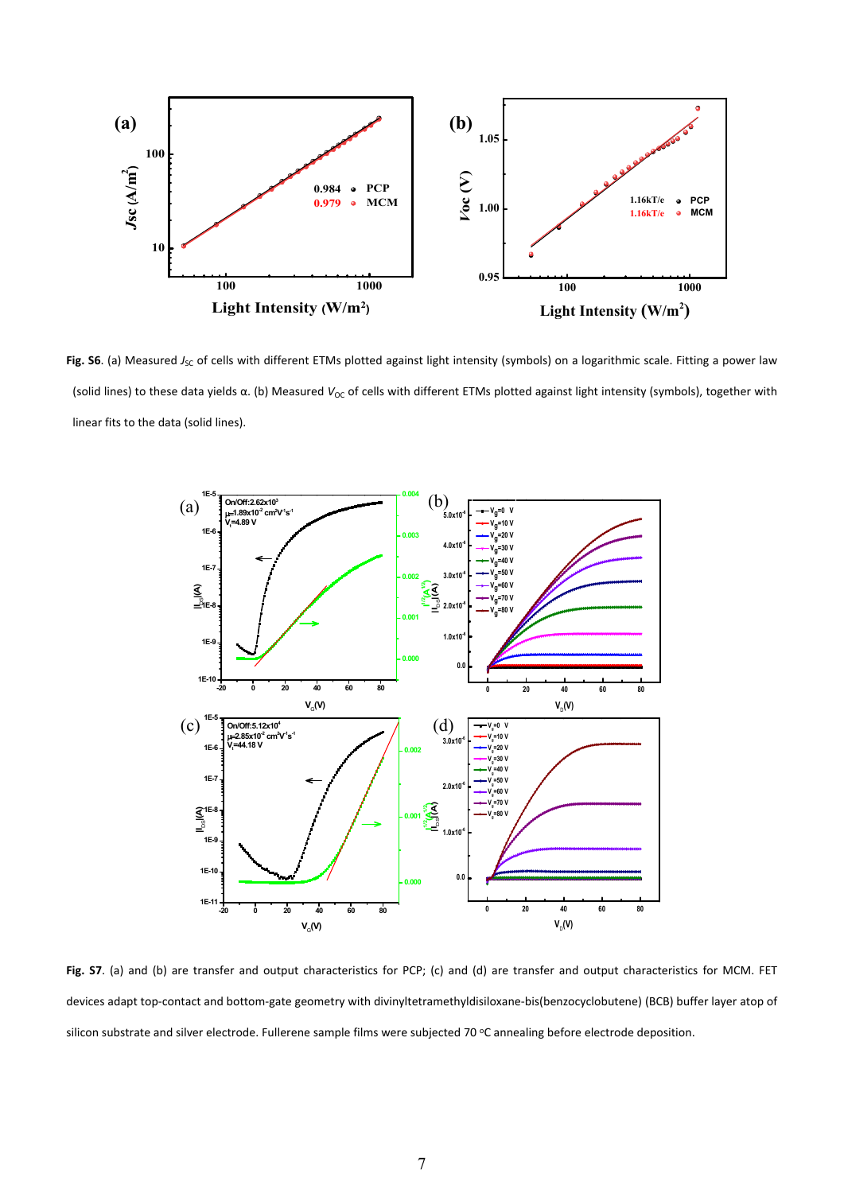**Fig. S6**. (a) Measured $J_{SC}$ of cells with different ETMs plotted against light intensity (symbols) on a logarithmic scale. Fitting a power law (solid lines) to these data yields α. (b) Measured $V_{OC}$ of cells with different ETMs plotted against light intensity (symbols), together with linear fits to the data (solid lines).

**Fig. S7**. (a) and (b) are transfer and output characteristics for PCP; (c) and (d) are transfer and output characteristics for MCM. FET devices adapt top-contact and bottom-gate geometry with divinyltetramethyldisiloxane-bis(benzocyclobutene) (BCB) buffer layer atop of silicon substrate and silver electrode. Fullerene sample films were subjected 70 °C annealing before electrode deposition.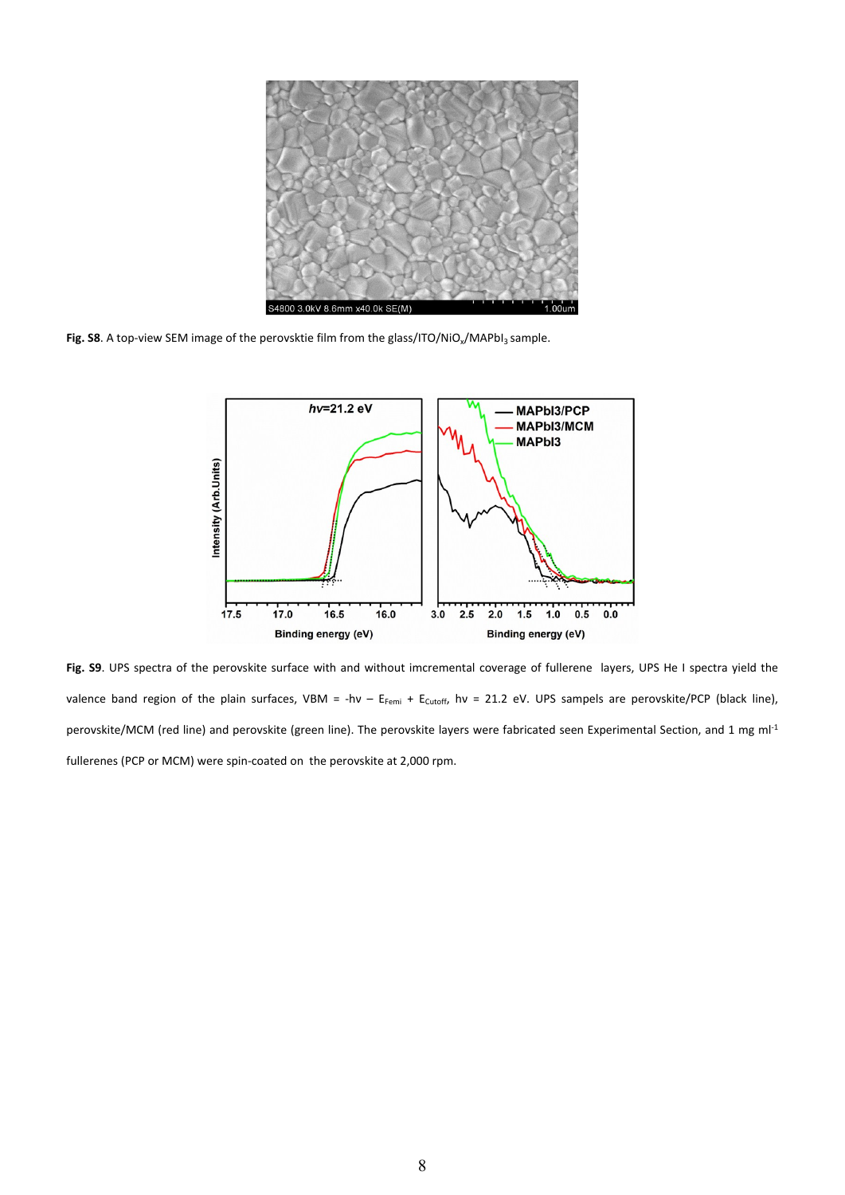S4800 3.0kV 8.6mm x40.0k SE(M) 1.00um

**Fig. S8**. A top-view SEM image of the perovsktie film from the glass/ITO/$NiO_x$/$MAPbI_3$ sample.

hv=21.2 eV

MAPbI3/PCP

MAPbI3/MCM

MAPbI3

Intensity (Arb.Units)

17.5 17.0 16.5 16.0

3.0 2.5 2.0 1.5 1.0 0.5 0.0

Binding energy (eV)

Binding energy (eV)

**Fig. S9**. UPS spectra of the perovskite surface with and without imcremental coverage of fullerene layers, UPS He I spectra yield the valence band region of the plain surfaces, VBM = -hv – $E_{Femi}$ + $E_{Cutoff}$, hv = 21.2 eV. UPS sampels are perovskite/PCP (black line), perovskite/MCM (red line) and perovskite (green line). The perovskite layers were fabricated seen Experimental Section, and 1 mg $ml^{-1}$ fullerenes (PCP or MCM) were spin-coated on the perovskite at 2,000 rpm.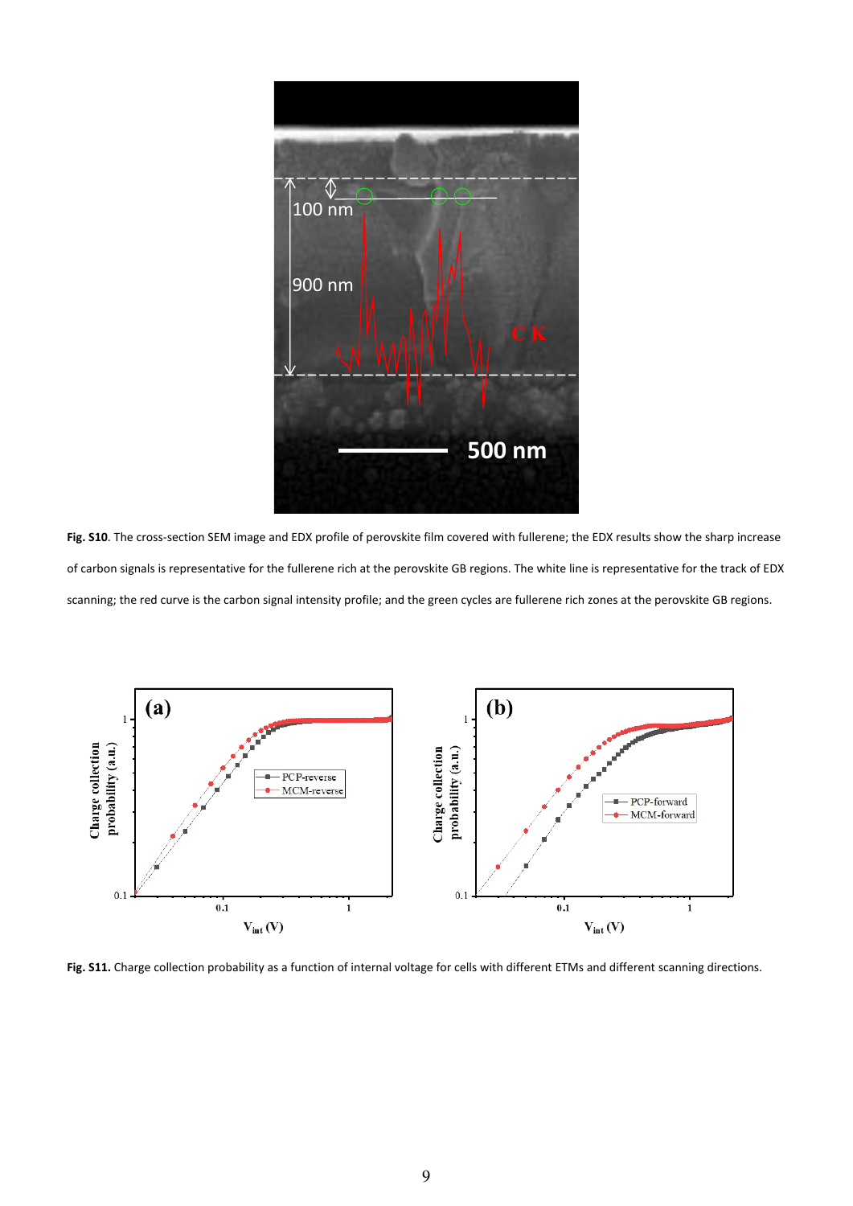100 nm

900 nm

C K

500 nm

**Fig. S10**. The cross-section SEM image and EDX profile of perovskite film covered with fullerene; the EDX results show the sharp increase of carbon signals is representative for the fullerene rich at the perovskite GB regions. The white line is representative for the track of EDX scanning; the red curve is the carbon signal intensity profile; and the green cycles are fullerene rich zones at the perovskite GB regions.

(a)

Charge collection probability (a.u.)

1

0.1

0.1

1

$V_{int}$ (V)

PCP-reverse

MCM-reverse

(b)

Charge collection probability (a.u.)

1

0.1

0.1

1

$V_{int}$ (V)

PCP-forward

MCM-forward

**Fig. S11.** Charge collection probability as a function of internal voltage for cells with different ETMs and different scanning directions.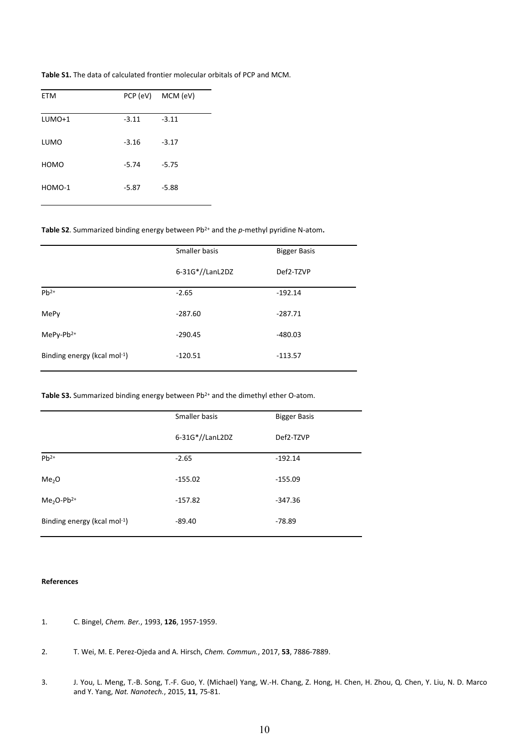**Table S1.** The data of calculated frontier molecular orbitals of PCP and MCM.

| ETM | PCP (eV) | MCM (eV) |
|---|---|---|
| LUMO+1 | -3.11 | -3.11 |
| LUMO | -3.16 | -3.17 |
| HOMO | -5.74 | -5.75 |
| HOMO-1 | -5.87 | -5.88 |

**Table S2**. Summarized binding energy between $Pb^{2+}$ and the *p*-methyl pyridine N-atom**.**

| | Smaller basis | Bigger Basis |
|---|---|---|
| | 6-31G*//LanL2DZ | Def2-TZVP |
| $Pb^{2+}$ | -2.65 | -192.14 |
| MePy | -287.60 | -287.71 |
| MePy-$Pb^{2+}$ | -290.45 | -480.03 |
| Binding energy (kcal $mol^{-1}$) | -120.51 | -113.57 |

**Table S3.** Summarized binding energy between $Pb^{2+}$ and the dimethyl ether O-atom.

| | Smaller basis | Bigger Basis |
|---|---|---|
| | 6-31G*//LanL2DZ | Def2-TZVP |
| $Pb^{2+}$ | -2.65 | -192.14 |
| $Me_2O$ | -155.02 | -155.09 |
| $Me_2O$-$Pb^{2+}$ | -157.82 | -347.36 |
| Binding energy (kcal $mol^{-1}$) | -89.40 | -78.89 |

**References**

1. C. Bingel, *Chem. Ber.*, 1993, **126**, 1957-1959.
2. T. Wei, M. E. Perez-Ojeda and A. Hirsch, *Chem. Commun.*, 2017, **53**, 7886-7889.
3. J. You, L. Meng, T.-B. Song, T.-F. Guo, Y. (Michael) Yang, W.-H. Chang, Z. Hong, H. Chen, H. Zhou, Q. Chen, Y. Liu, N. D. Marco and Y. Yang, *Nat. Nanotech.*, 2015, **11**, 75-81.